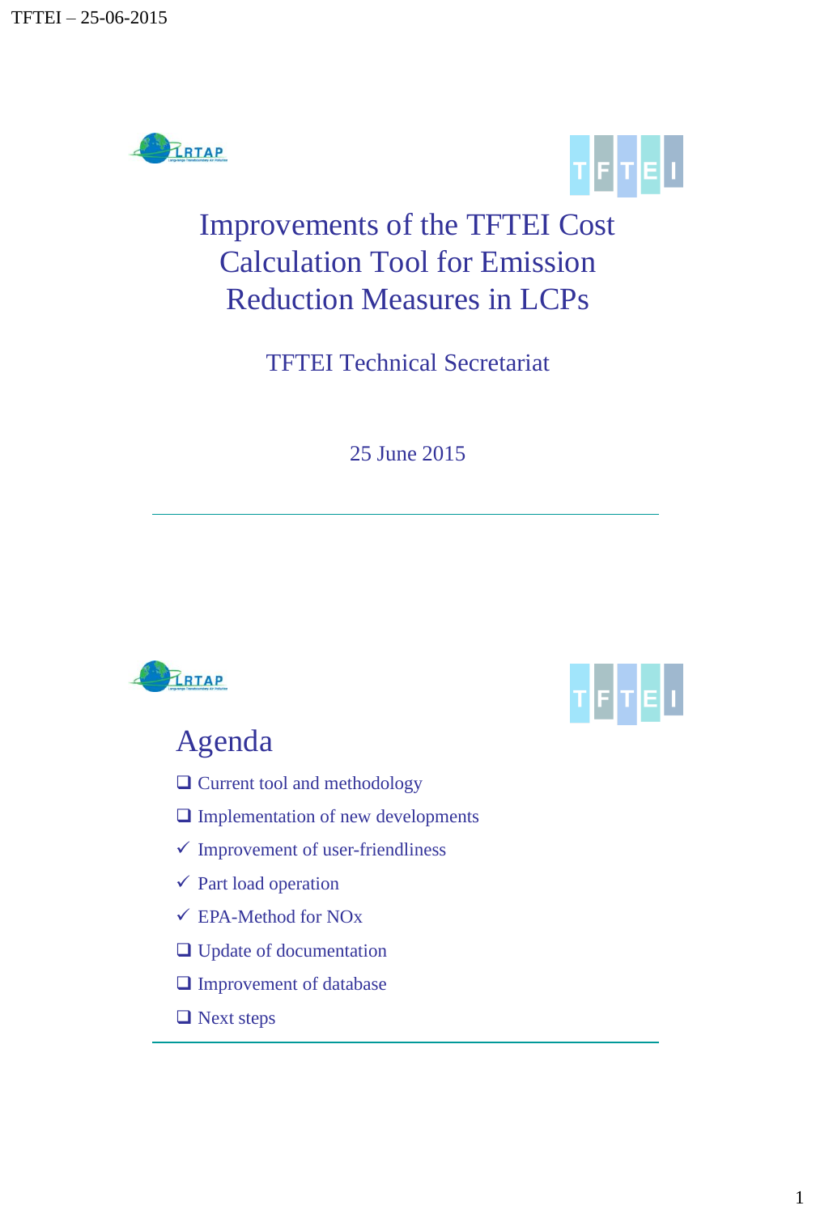# Improvements of the TFTEI Cost Calculation Tool for Emission Reduction Measures in LCPs

TFTEI Technical Secretariat

25 June 2015

---

## Agenda

- ❑ Current tool and methodology
- ❑ Implementation of new developments
- ✓ Improvement of user-friendliness
- ✓ Part load operation
- ✓ EPA-Method for NOx
- ❑ Update of documentation
- ❑ Improvement of database
- ❑ Next steps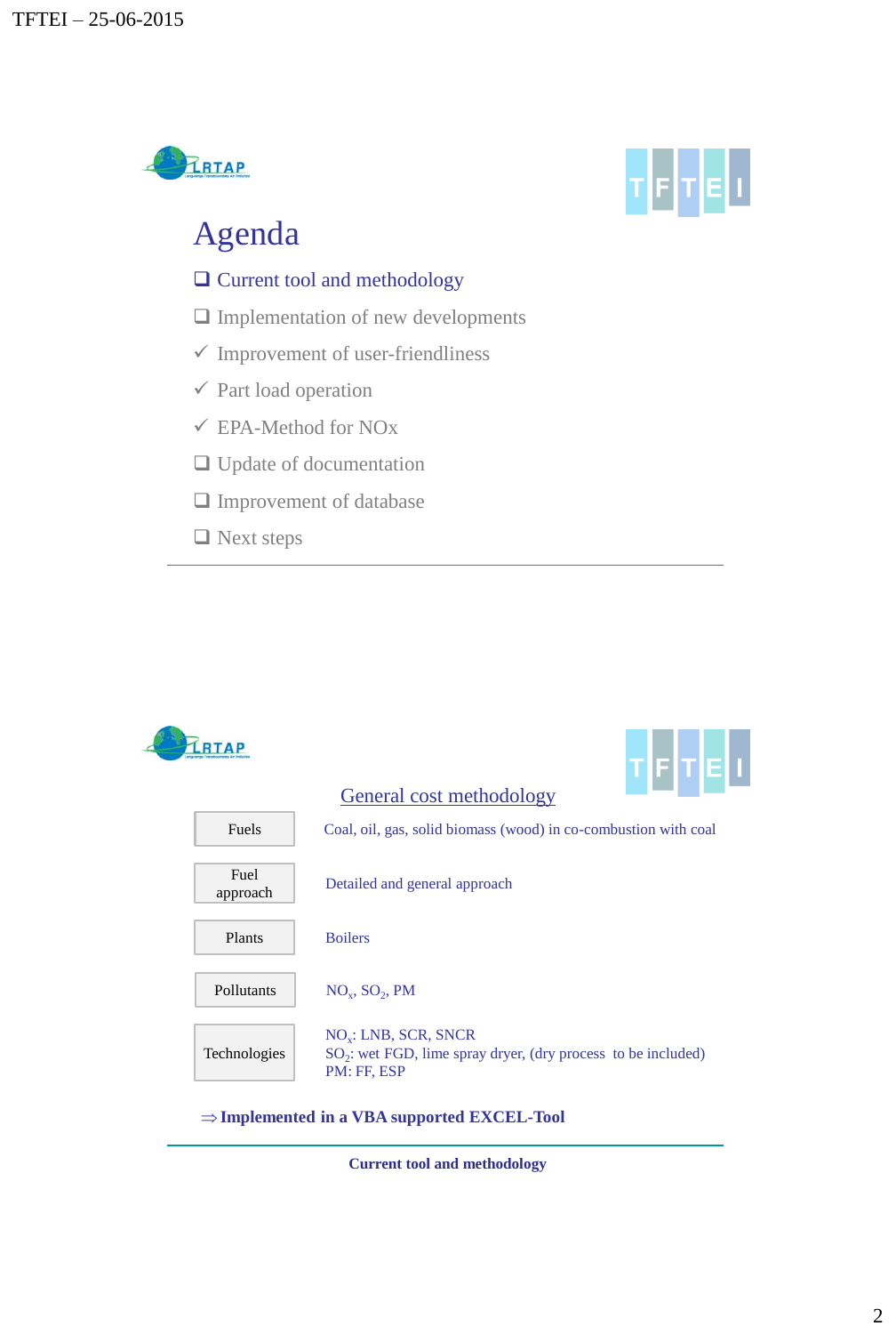# Agenda

- ❑ Current tool and methodology
- ❑ Implementation of new developments
- ✓ Improvement of user-friendliness
- ✓ Part load operation
- ✓ EPA-Method for NOx
- ❑ Update of documentation
- ❑ Improvement of database
- ❑ Next steps

---

## General cost methodology

| | |
|---|---|
| Fuels | Coal, oil, gas, solid biomass (wood) in co-combustion with coal |
| Fuel approach | Detailed and general approach |
| Plants | Boilers |
| Pollutants | $NO_x$, $SO_2$, PM |
| Technologies | $NO_x$: LNB, SCR, SNCR<br>$SO_2$: wet FGD, lime spray dryer, (dry process to be included)<br>PM: FF, ESP |

⇒ **Implemented in a VBA supported EXCEL-Tool**

**Current tool and methodology**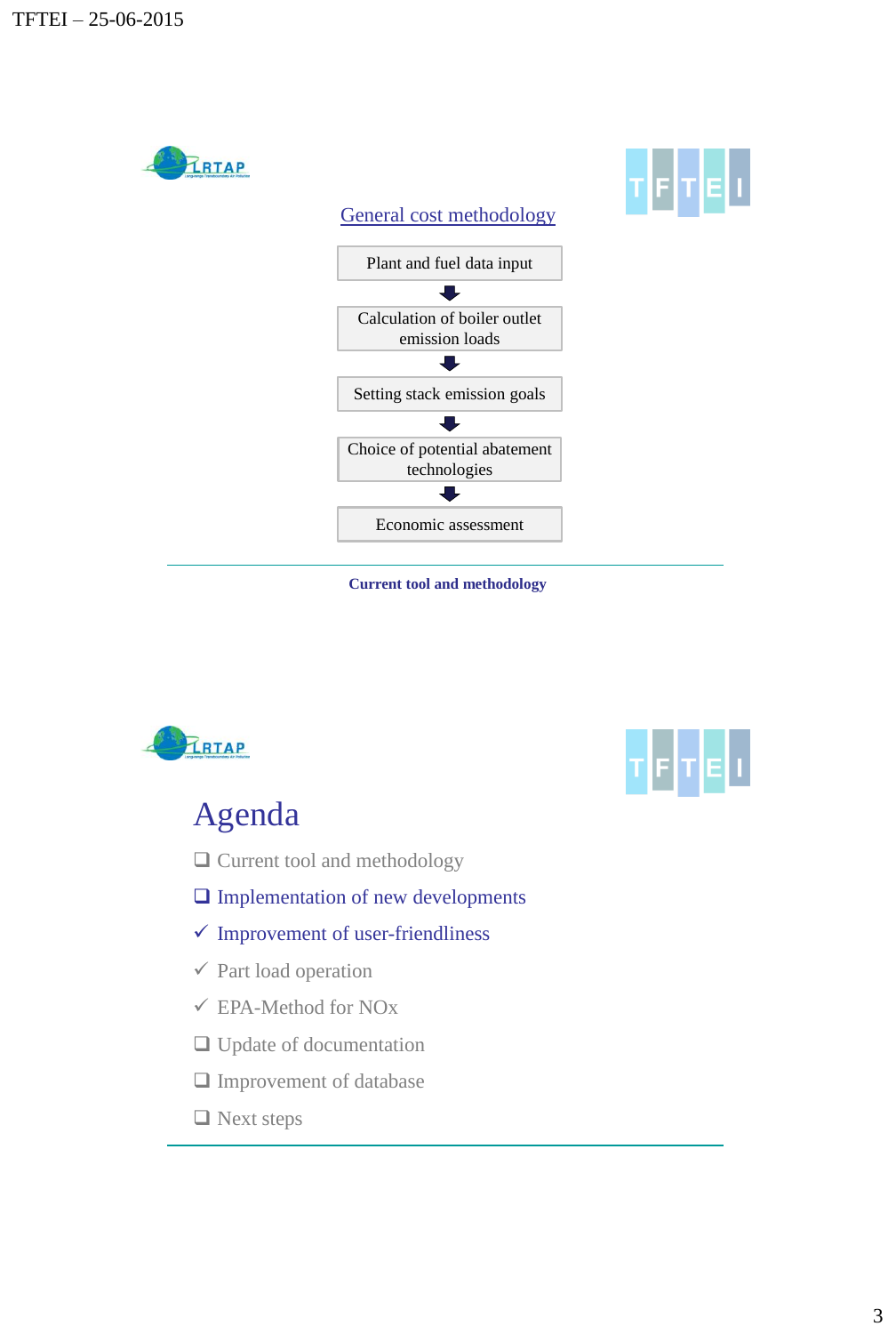## General cost methodology

Plant and fuel data input

↓

Calculation of boiler outlet emission loads

↓

Setting stack emission goals

↓

Choice of potential abatement technologies

↓

Economic assessment

**Current tool and methodology**

# Agenda

- ❑ Current tool and methodology
- ❑ Implementation of new developments
- ✓ Improvement of user-friendliness
- ✓ Part load operation
- ✓ EPA-Method for NOx
- ❑ Update of documentation
- ❑ Improvement of database
- ❑ Next steps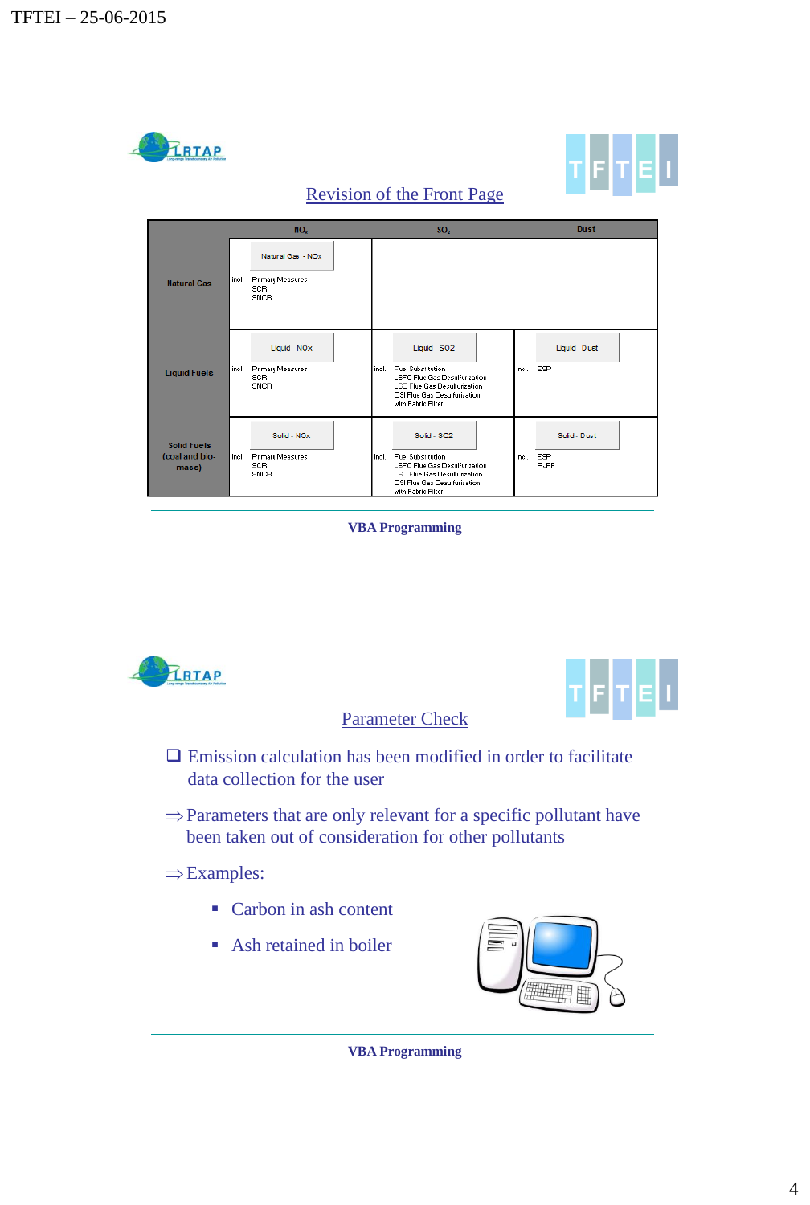## Revision of the Front Page

| | $NO_x$ | $SO_2$ | Dust |
|---|---|---|---|
| Natural Gas | Natural Gas - NOx<br>incl. Primary Measures<br>SCR<br>SNCR | | |
| Liquid Fuels | Liquid - NOx<br>incl. Primary Measures<br>SCR<br>SNCR | Liquid - SO2<br>incl. Fuel Substitution<br>LSFO Flue Gas Desulfurization<br>LSD Flue Gas Desulfurization<br>DSI Flue Gas Desulfurization with Fabric Filter | Liquid - Dust<br>incl. ESP |
| Solid Fuels (coal and bio-mass) | Solid - NOx<br>incl. Primary Measures<br>SCR<br>SNCR | Solid - SO2<br>incl. Fuel Substitution<br>LSFO Flue Gas Desulfurization<br>LSD Flue Gas Desulfurization<br>DSI Flue Gas Desulfurization with Fabric Filter | Solid - Dust<br>incl. ESP<br>PJFF |

VBA Programming

## Parameter Check

- Emission calculation has been modified in order to facilitate data collection for the user

⇒ Parameters that are only relevant for a specific pollutant have been taken out of consideration for other pollutants

⇒ Examples:

- Carbon in ash content
- Ash retained in boiler

VBA Programming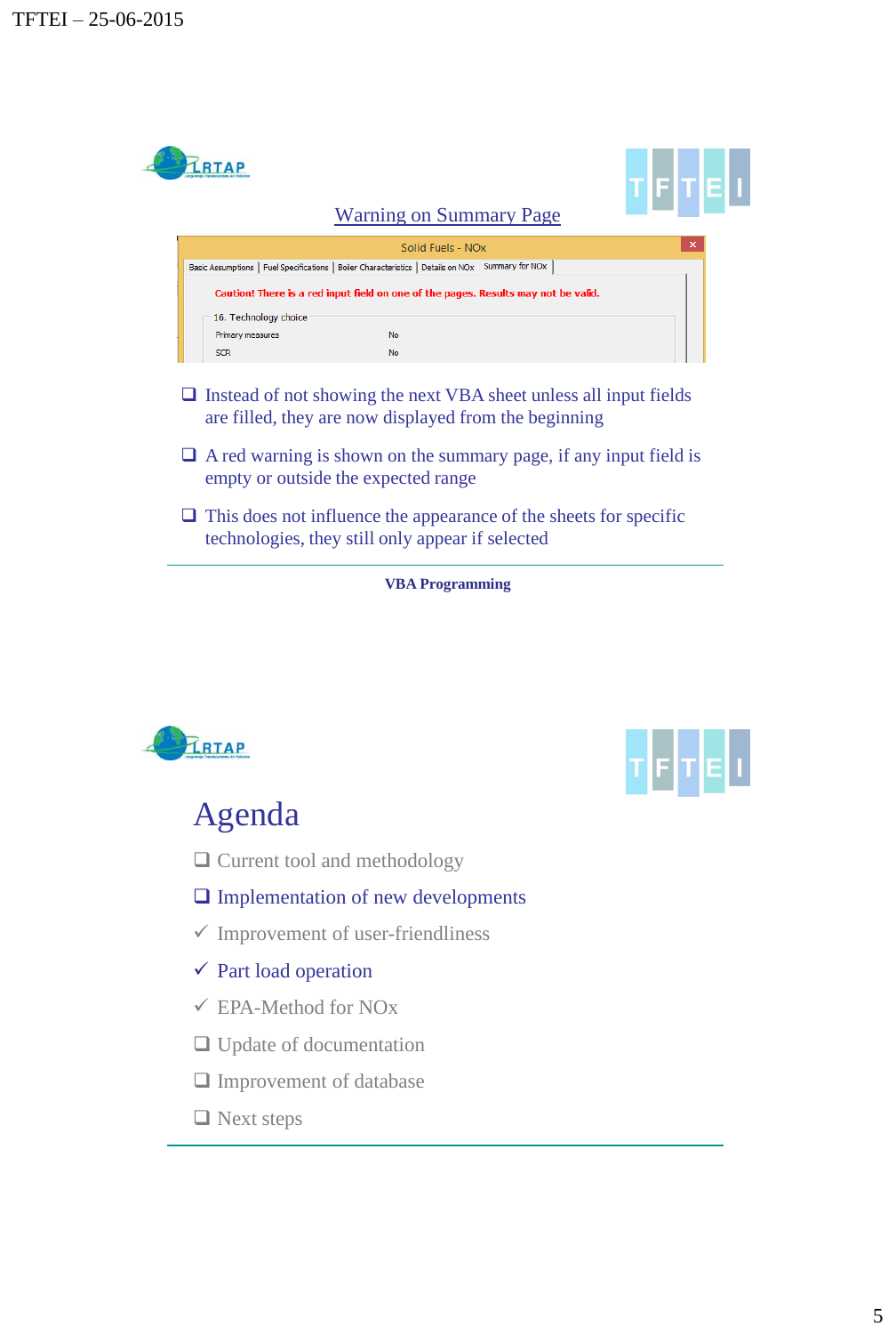## Warning on Summary Page

Solid Fuels - NOx

Basic Assumptions | Fuel Specifications | Boiler Characteristics | Details on NOx | Summary for NOx

Caution! There is a red input field on one of the pages. Results may not be valid.

16. Technology choice

| | |
|---|---|
| Primary measures | No |
| SCR | No |

- Instead of not showing the next VBA sheet unless all input fields are filled, they are now displayed from the beginning
- A red warning is shown on the summary page, if any input field is empty or outside the expected range
- This does not influence the appearance of the sheets for specific technologies, they still only appear if selected

**VBA Programming**

# Agenda

- Current tool and methodology
- Implementation of new developments
  - ✓ Improvement of user-friendliness
  - ✓ Part load operation
  - ✓ EPA-Method for NOx
- Update of documentation
- Improvement of database
- Next steps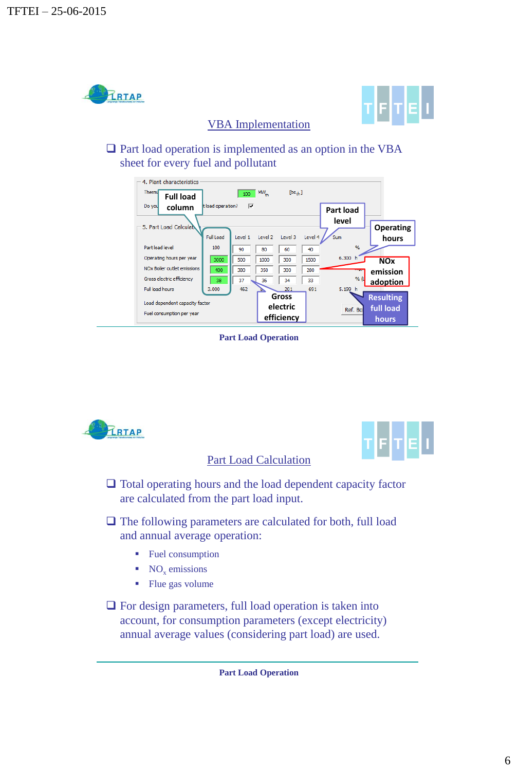## VBA Implementation

- Part load operation is implemented as an option in the VBA sheet for every fuel and pollutant

Part Load Operation

## Part Load Calculation

- Total operating hours and the load dependent capacity factor are calculated from the part load input.
- The following parameters are calculated for both, full load and annual average operation:
  - Fuel consumption
  - $NO_x$ emissions
  - Flue gas volume
- For design parameters, full load operation is taken into account, for consumption parameters (except electricity) annual average values (considering part load) are used.

Part Load Operation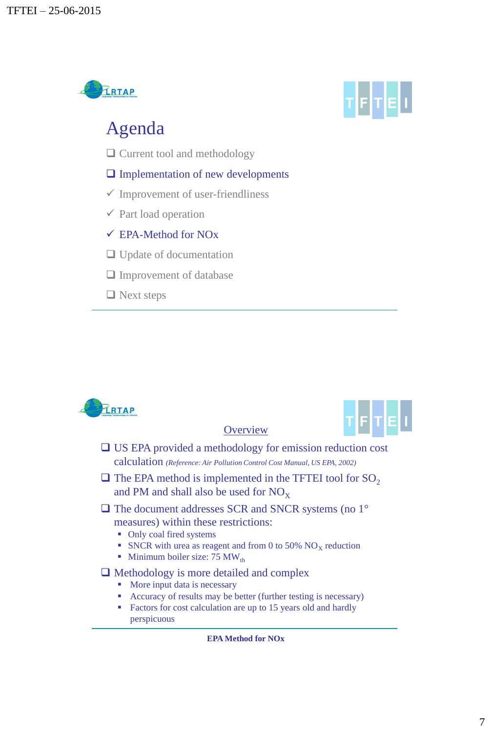## Agenda

- ❑ Current tool and methodology
- ❑ Implementation of new developments
- ✓ Improvement of user-friendliness
- ✓ Part load operation
- ✓ EPA-Method for NOx
- ❑ Update of documentation
- ❑ Improvement of database
- ❑ Next steps

---

## Overview

- ❑ US EPA provided a methodology for emission reduction cost calculation *(Reference: Air Pollution Control Cost Manual, US EPA, 2002)*
- ❑ The EPA method is implemented in the TFTEI tool for $SO_2$ and PM and shall also be used for $NO_X$
- ❑ The document addresses SCR and SNCR systems (no 1° measures) within these restrictions:
  - Only coal fired systems
  - SNCR with urea as reagent and from 0 to 50% $NO_X$ reduction
  - Minimum boiler size: 75 $MW_{th}$
- ❑ Methodology is more detailed and complex
  - More input data is necessary
  - Accuracy of results may be better (further testing is necessary)
  - Factors for cost calculation are up to 15 years old and hardly perspicuous

**EPA Method for NOx**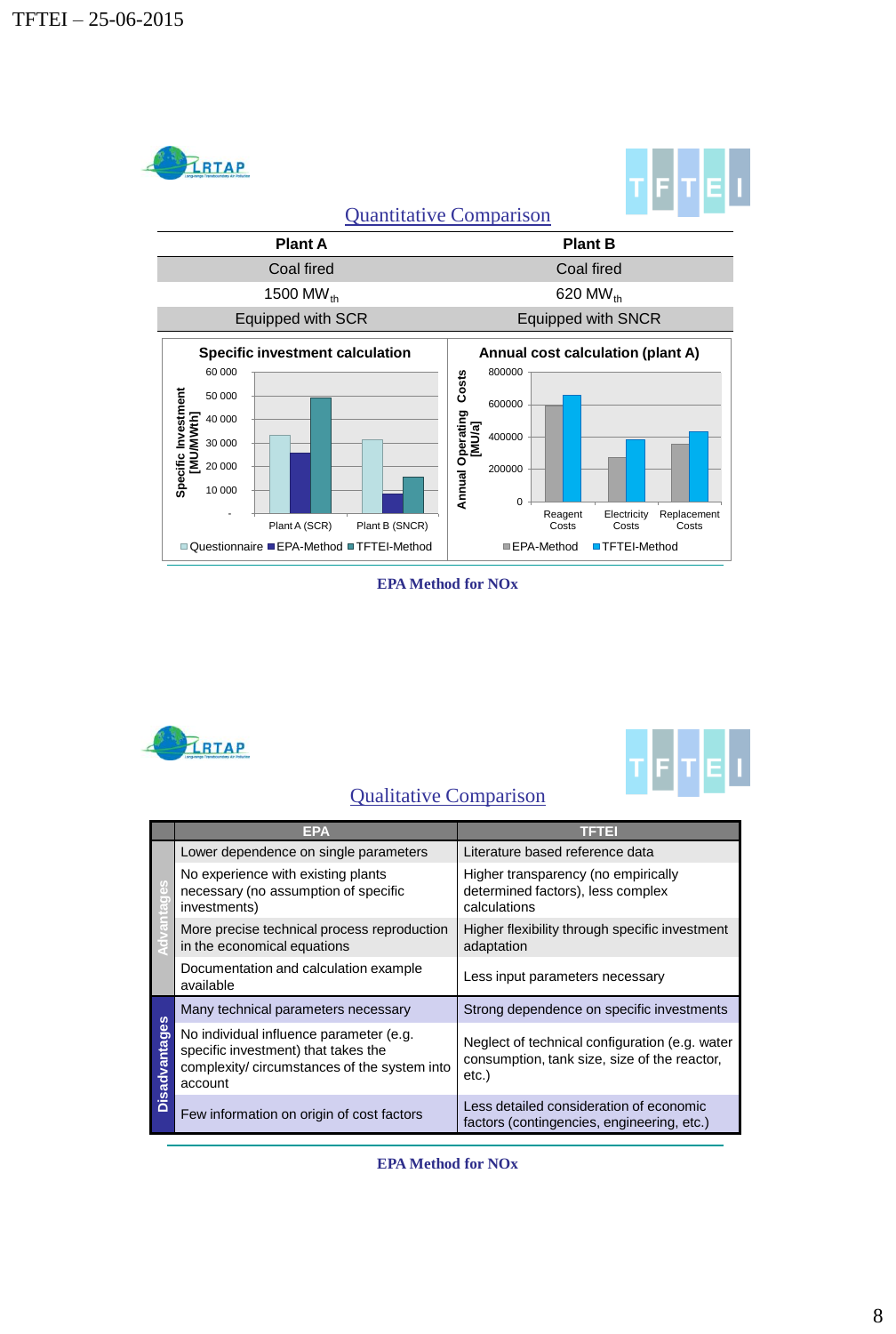## Quantitative Comparison

| Plant A | Plant B |
|---|---|
| Coal fired | Coal fired |
| 1500 $MW_{th}$ | 620 $MW_{th}$ |
| Equipped with SCR | Equipped with SNCR |

**Specific investment calculation**

Specific Investment [MU/MWth]

60 000, 50 000, 40 000, 30 000, 20 000, 10 000, -

Plant A (SCR) | Plant B (SNCR)

Questionnaire ■ EPA-Method ■ TFTEI-Method

**Annual cost calculation (plant A)**

Annual Operating Costs [MU/a]

800000, 600000, 400000, 200000, 0

Reagent Costs | Electricity Costs | Replacement Costs

EPA-Method ■ TFTEI-Method

**EPA Method for NOx**

## Qualitative Comparison

| | EPA | TFTEI |
|---|---|---|
| Advantages | Lower dependence on single parameters | Literature based reference data |
| | No experience with existing plants necessary (no assumption of specific investments) | Higher transparency (no empirically determined factors), less complex calculations |
| | More precise technical process reproduction in the economical equations | Higher flexibility through specific investment adaptation |
| | Documentation and calculation example available | Less input parameters necessary |
| Disadvantages | Many technical parameters necessary | Strong dependence on specific investments |
| | No individual influence parameter (e.g. specific investment) that takes the complexity/ circumstances of the system into account | Neglect of technical configuration (e.g. water consumption, tank size, size of the reactor, etc.) |
| | Few information on origin of cost factors | Less detailed consideration of economic factors (contingencies, engineering, etc.) |

**EPA Method for NOx**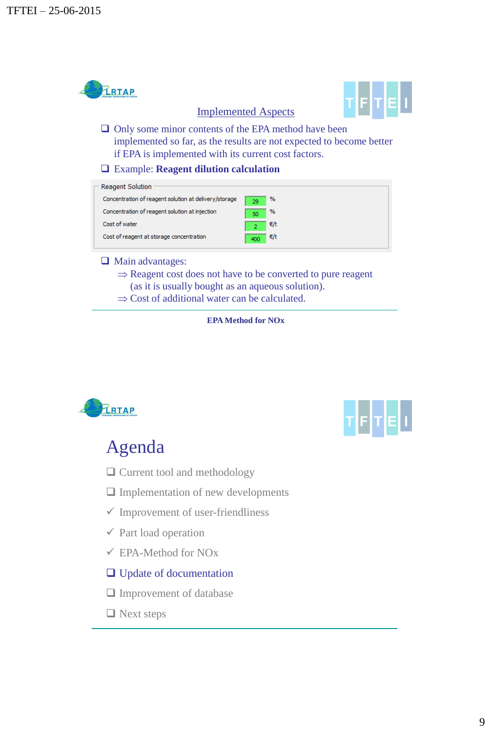## Implemented Aspects

- Only some minor contents of the EPA method have been implemented so far, as the results are not expected to become better if EPA is implemented with its current cost factors.
- Example: **Reagent dilution calculation**

Reagent Solution

| | | |
|---|---|---|
| Concentration of reagent solution at delivery/storage | 29 | % |
| Concentration of reagent solution at injection | 50 | % |
| Cost of water | 2 | €/t |
| Cost of reagent at storage concentration | 400 | €/t |

- Main advantages:
  - ⇒ Reagent cost does not have to be converted to pure reagent (as it is usually bought as an aqueous solution).
  - ⇒ Cost of additional water can be calculated.

**EPA Method for NOx**

# Agenda

- Current tool and methodology
- Implementation of new developments
- ✓ Improvement of user-friendliness
- ✓ Part load operation
- ✓ EPA-Method for NOx
- Update of documentation
- Improvement of database
- Next steps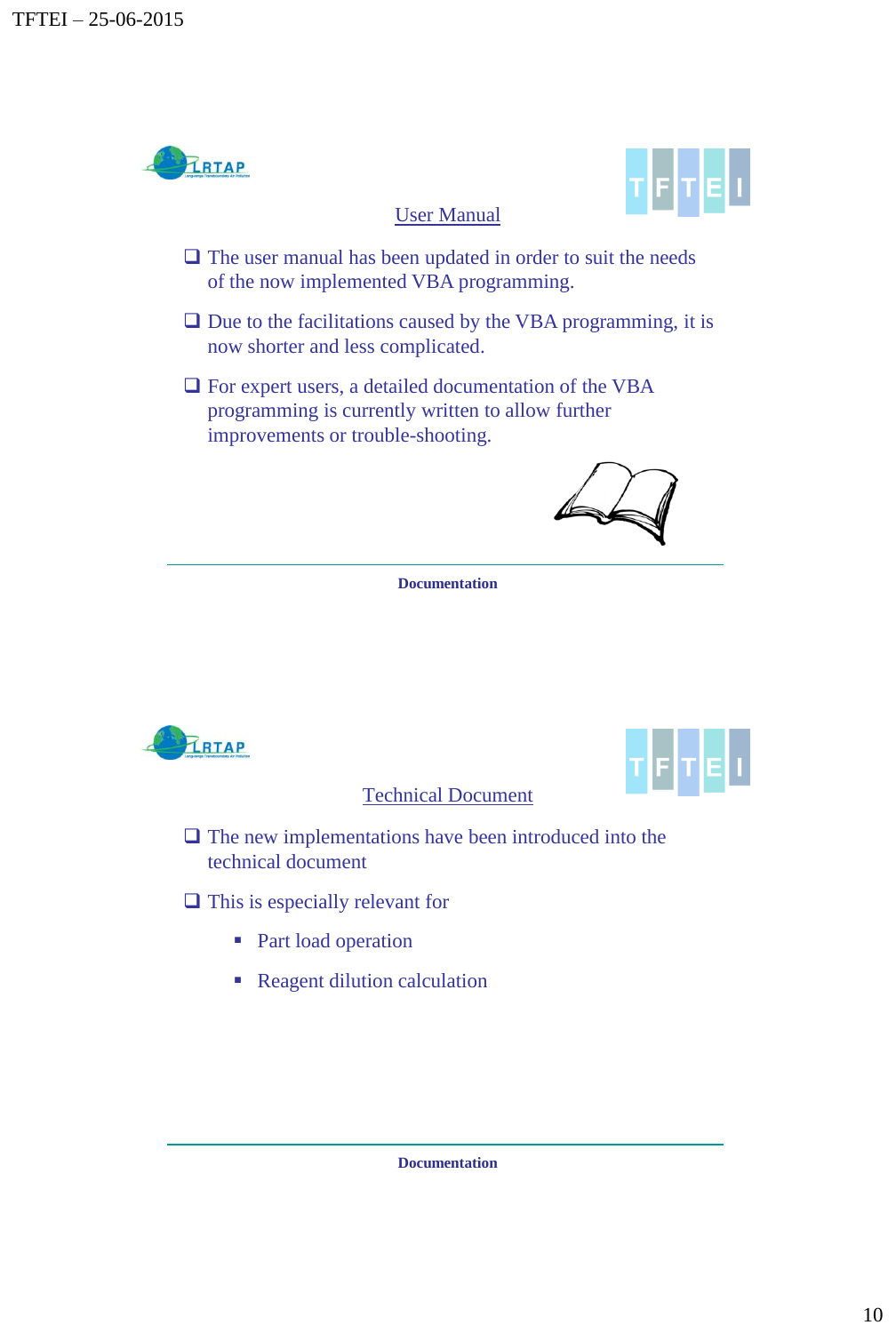## User Manual

- The user manual has been updated in order to suit the needs of the now implemented VBA programming.
- Due to the facilitations caused by the VBA programming, it is now shorter and less complicated.
- For expert users, a detailed documentation of the VBA programming is currently written to allow further improvements or trouble-shooting.

**Documentation**

## Technical Document

- The new implementations have been introduced into the technical document
- This is especially relevant for
  - Part load operation
  - Reagent dilution calculation

**Documentation**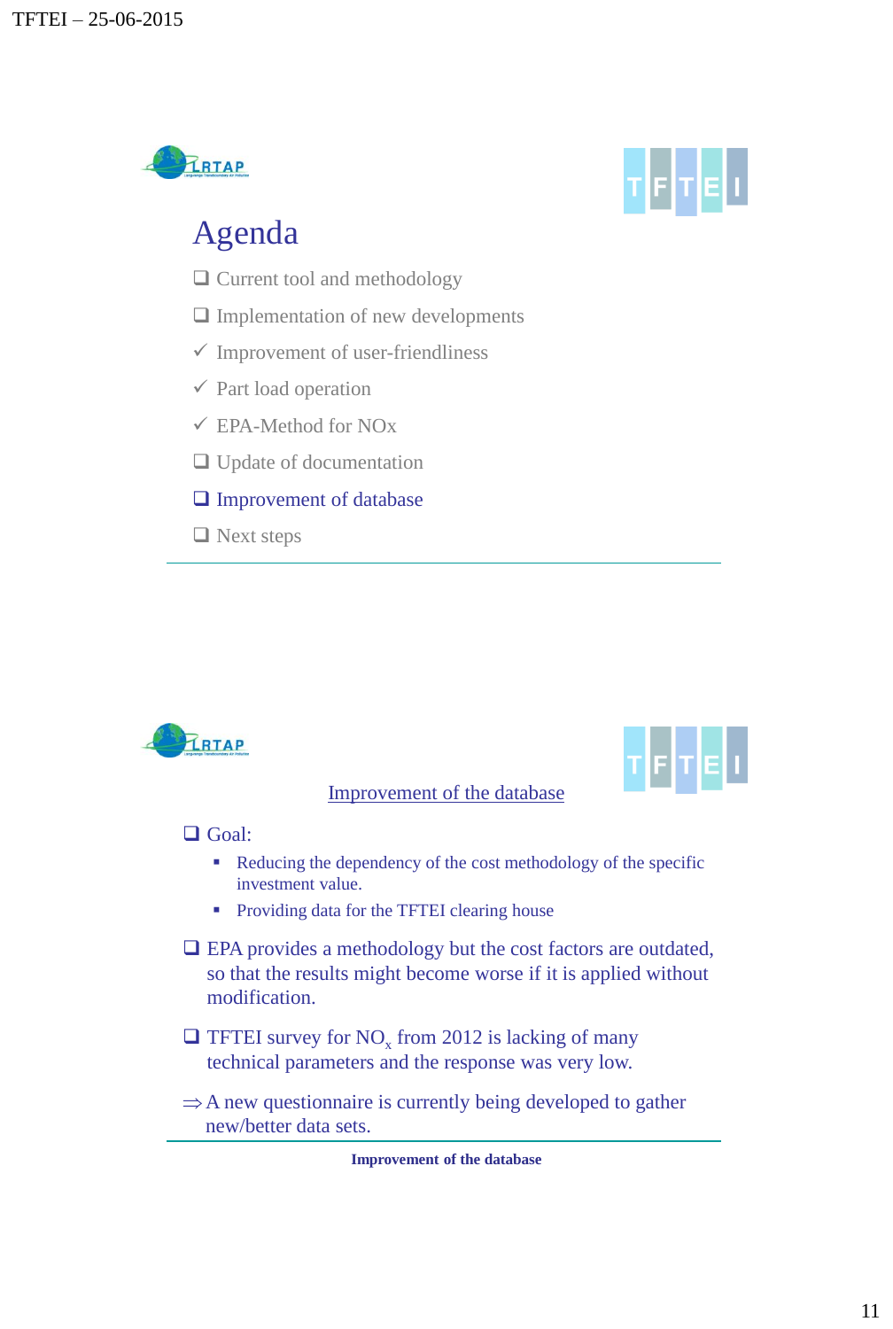## Agenda

- ❑ Current tool and methodology
- ❑ Implementation of new developments
- ✓ Improvement of user-friendliness
- ✓ Part load operation
- ✓ EPA-Method for NOx
- ❑ Update of documentation
- ❑ Improvement of database
- ❑ Next steps

---

## Improvement of the database

- ❑ Goal:
  - Reducing the dependency of the cost methodology of the specific investment value.
  - Providing data for the TFTEI clearing house
- ❑ EPA provides a methodology but the cost factors are outdated, so that the results might become worse if it is applied without modification.
- ❑ TFTEI survey for $NO_x$ from 2012 is lacking of many technical parameters and the response was very low.

⇒ A new questionnaire is currently being developed to gather new/better data sets.

**Improvement of the database**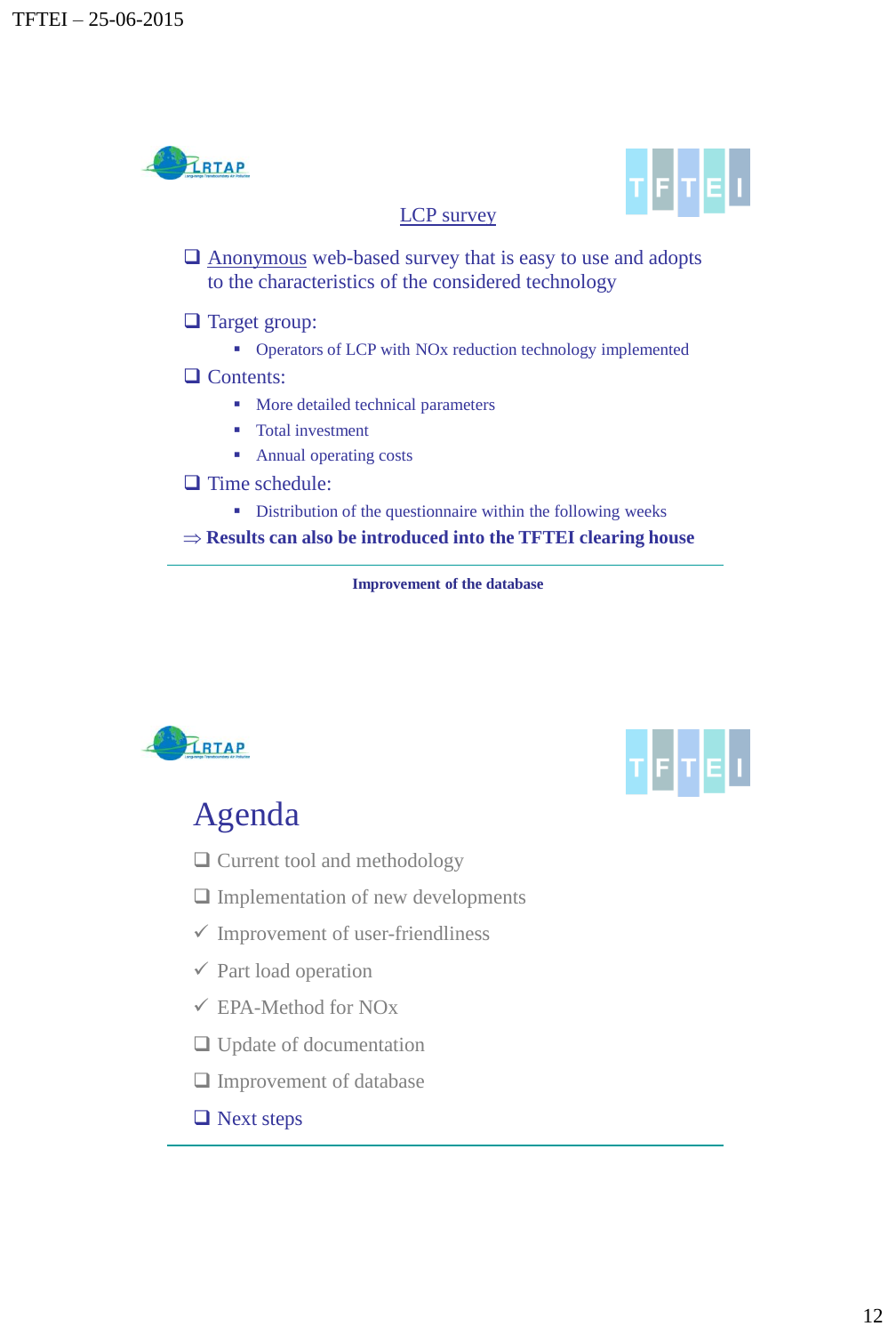## LCP survey

- ❑ Anonymous web-based survey that is easy to use and adopts to the characteristics of the considered technology
- ❑ Target group:
  - Operators of LCP with NOx reduction technology implemented
- ❑ Contents:
  - More detailed technical parameters
  - Total investment
  - Annual operating costs
- ❑ Time schedule:
  - Distribution of the questionnaire within the following weeks

⇒ **Results can also be introduced into the TFTEI clearing house**

**Improvement of the database**

## Agenda

- ❑ Current tool and methodology
- ❑ Implementation of new developments
  - ✓ Improvement of user-friendliness
  - ✓ Part load operation
  - ✓ EPA-Method for NOx
- ❑ Update of documentation
- ❑ Improvement of database
- ❑ Next steps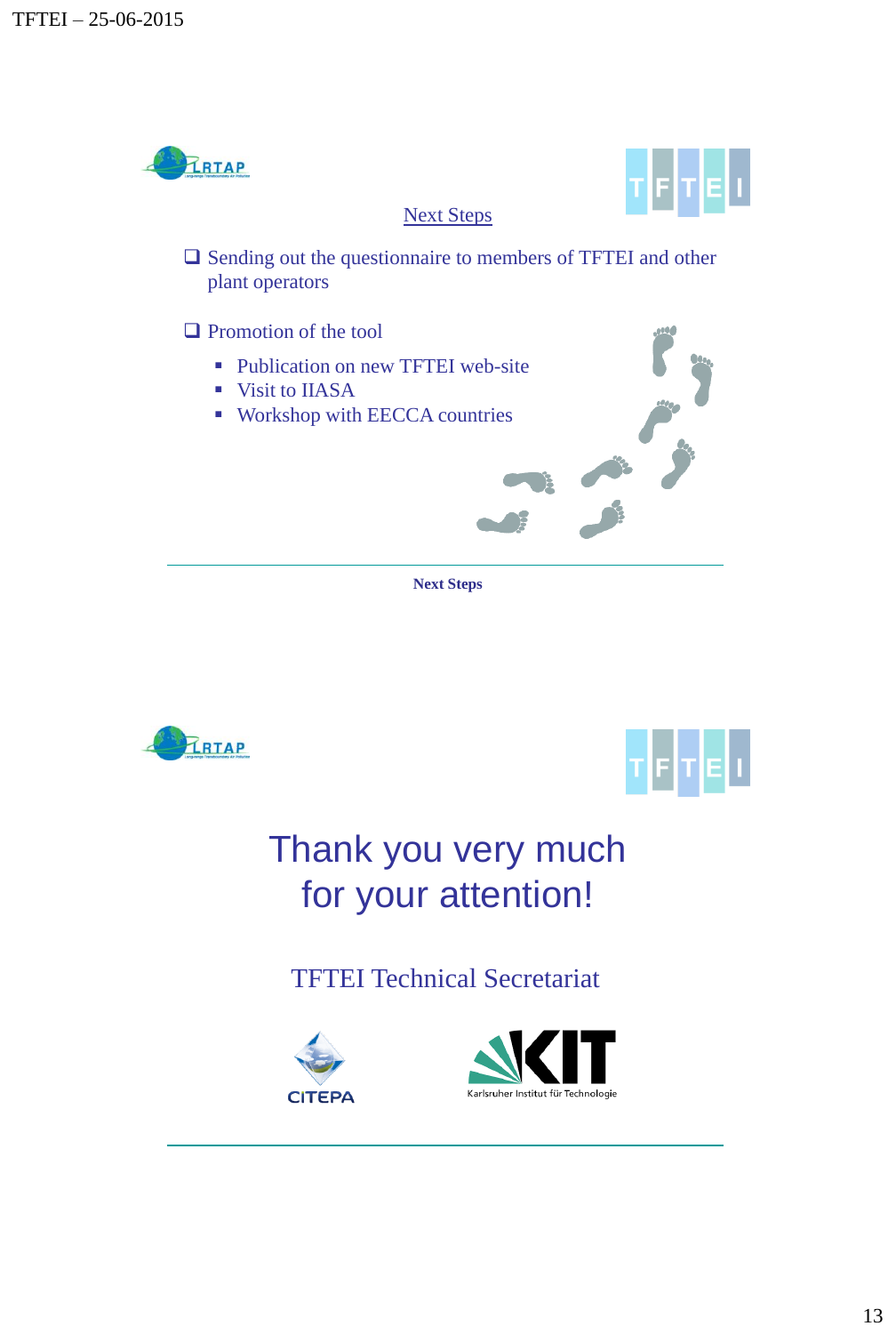## Next Steps

- Sending out the questionnaire to members of TFTEI and other plant operators
- Promotion of the tool
  - Publication on new TFTEI web-site
  - Visit to IIASA
  - Workshop with EECCA countries

**Next Steps**

# Thank you very much for your attention!

TFTEI Technical Secretariat

CITEPA

KIT Karlsruher Institut für Technologie